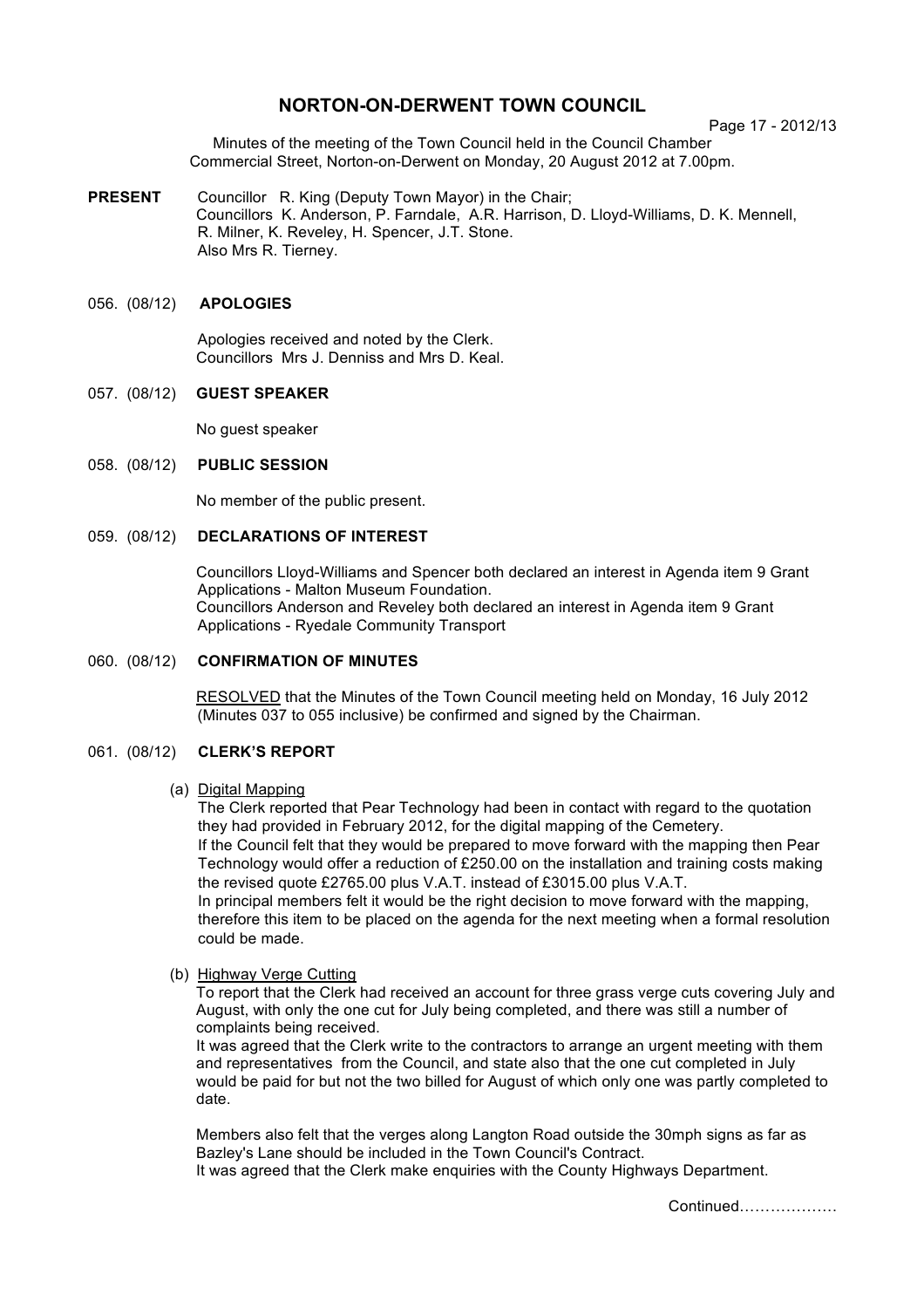# NORTON-ON-DERWENT TOWN COUNCIL

Page 17 - 2012/13

Minutes of the meeting of the Town Council held in the Council Chamber Commercial Street, Norton-on-Derwent on Monday, 20 August 2012 at 7.00pm.

**PRESENT** Councillor R. King (Deputy Town Mayor) in the Chair;
Councillors K. Anderson, P. Farndale, A.R. Harrison, D. Lloyd-Williams, D. K. Mennell, R. Milner, K. Reveley, H. Spencer, J.T. Stone.
Also Mrs R. Tierney.

056. (08/12) **APOLOGIES**

Apologies received and noted by the Clerk.
Councillors Mrs J. Denniss and Mrs D. Keal.

057. (08/12) **GUEST SPEAKER**

No guest speaker

058. (08/12) **PUBLIC SESSION**

No member of the public present.

059. (08/12) **DECLARATIONS OF INTEREST**

Councillors Lloyd-Williams and Spencer both declared an interest in Agenda item 9 Grant Applications - Malton Museum Foundation.
Councillors Anderson and Reveley both declared an interest in Agenda item 9 Grant Applications - Ryedale Community Transport

060. (08/12) **CONFIRMATION OF MINUTES**

RESOLVED that the Minutes of the Town Council meeting held on Monday, 16 July 2012 (Minutes 037 to 055 inclusive) be confirmed and signed by the Chairman.

061. (08/12) **CLERK'S REPORT**

(a) Digital Mapping

The Clerk reported that Pear Technology had been in contact with regard to the quotation they had provided in February 2012, for the digital mapping of the Cemetery.
If the Council felt that they would be prepared to move forward with the mapping then Pear Technology would offer a reduction of £250.00 on the installation and training costs making the revised quote £2765.00 plus V.A.T. instead of £3015.00 plus V.A.T.
In principal members felt it would be the right decision to move forward with the mapping, therefore this item to be placed on the agenda for the next meeting when a formal resolution could be made.

(b) Highway Verge Cutting

To report that the Clerk had received an account for three grass verge cuts covering July and August, with only the one cut for July being completed, and there was still a number of complaints being received.
It was agreed that the Clerk write to the contractors to arrange an urgent meeting with them and representatives from the Council, and state also that the one cut completed in July would be paid for but not the two billed for August of which only one was partly completed to date.

Members also felt that the verges along Langton Road outside the 30mph signs as far as Bazley's Lane should be included in the Town Council's Contract.
It was agreed that the Clerk make enquiries with the County Highways Department.

Continued……………….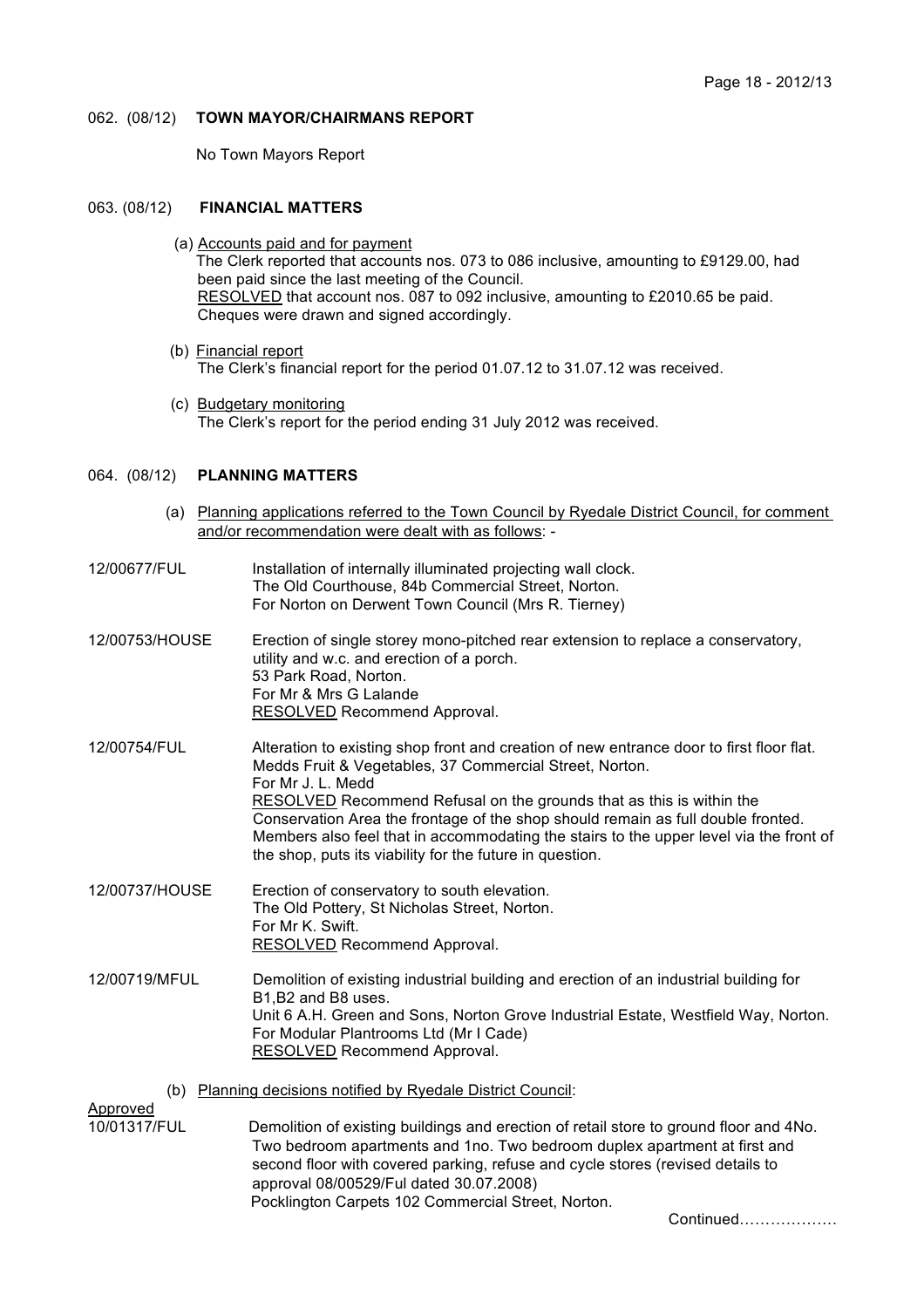### 062. (08/12) **TOWN MAYOR/CHAIRMANS REPORT**

No Town Mayors Report

### 063. (08/12) **FINANCIAL MATTERS**

(a) Accounts paid and for payment
The Clerk reported that accounts nos. 073 to 086 inclusive, amounting to £9129.00, had been paid since the last meeting of the Council.
RESOLVED that account nos. 087 to 092 inclusive, amounting to £2010.65 be paid.
Cheques were drawn and signed accordingly.

(b) Financial report
The Clerk's financial report for the period 01.07.12 to 31.07.12 was received.

(c) Budgetary monitoring
The Clerk's report for the period ending 31 July 2012 was received.

### 064. (08/12) **PLANNING MATTERS**

(a) Planning applications referred to the Town Council by Ryedale District Council, for comment and/or recommendation were dealt with as follows: -

12/00677/FUL
Installation of internally illuminated projecting wall clock.
The Old Courthouse, 84b Commercial Street, Norton.
For Norton on Derwent Town Council (Mrs R. Tierney)

12/00753/HOUSE
Erection of single storey mono-pitched rear extension to replace a conservatory, utility and w.c. and erection of a porch.
53 Park Road, Norton.
For Mr & Mrs G Lalande
RESOLVED Recommend Approval.

12/00754/FUL
Alteration to existing shop front and creation of new entrance door to first floor flat.
Medds Fruit & Vegetables, 37 Commercial Street, Norton.
For Mr J. L. Medd
RESOLVED Recommend Refusal on the grounds that as this is within the Conservation Area the frontage of the shop should remain as full double fronted. Members also feel that in accommodating the stairs to the upper level via the front of the shop, puts its viability for the future in question.

12/00737/HOUSE
Erection of conservatory to south elevation.
The Old Pottery, St Nicholas Street, Norton.
For Mr K. Swift.
RESOLVED Recommend Approval.

12/00719/MFUL
Demolition of existing industrial building and erection of an industrial building for B1,B2 and B8 uses.
Unit 6 A.H. Green and Sons, Norton Grove Industrial Estate, Westfield Way, Norton.
For Modular Plantrooms Ltd (Mr I Cade)
RESOLVED Recommend Approval.

(b) Planning decisions notified by Ryedale District Council:

Approved

10/01317/FUL
Demolition of existing buildings and erection of retail store to ground floor and 4No. Two bedroom apartments and 1no. Two bedroom duplex apartment at first and second floor with covered parking, refuse and cycle stores (revised details to approval 08/00529/Ful dated 30.07.2008)
Pocklington Carpets 102 Commercial Street, Norton.

Continued……………….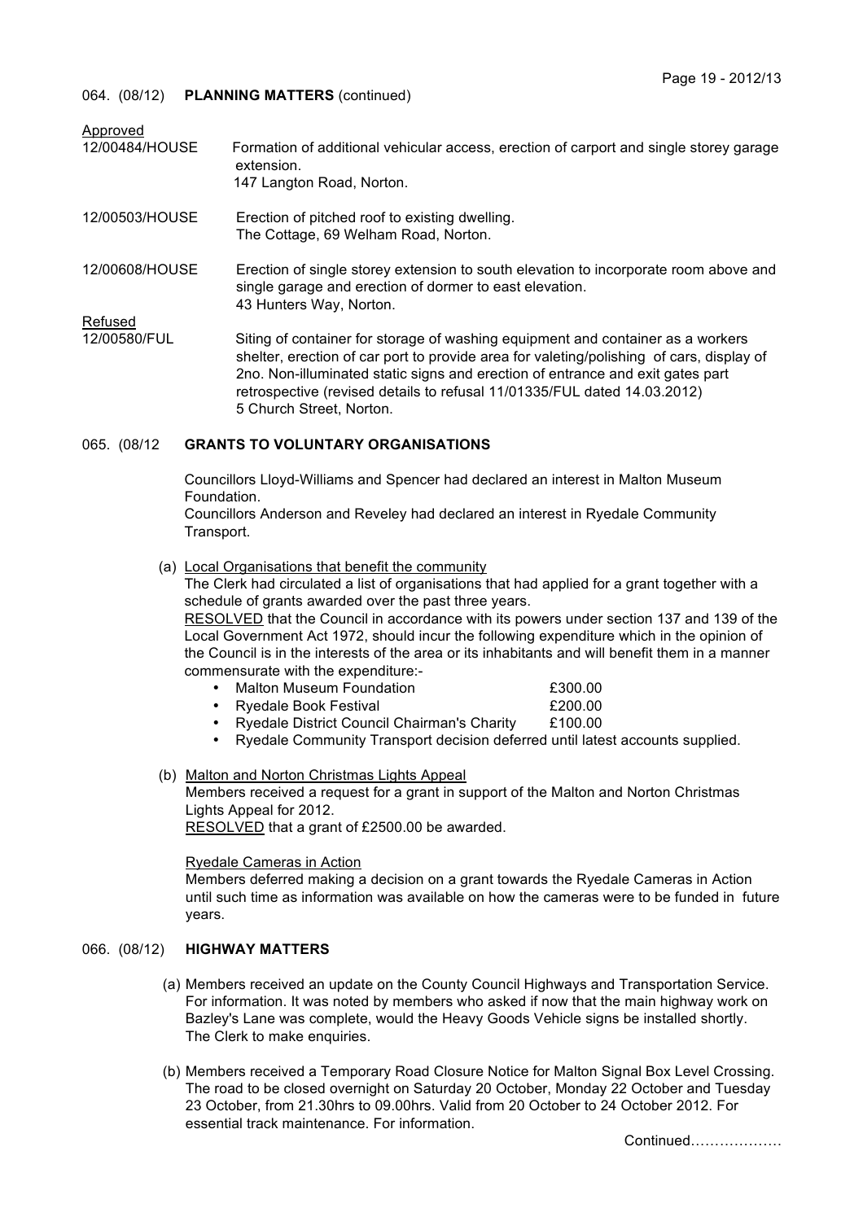064. (08/12) **PLANNING MATTERS** (continued)

Approved

12/00484/HOUSE — Formation of additional vehicular access, erection of carport and single storey garage extension.
147 Langton Road, Norton.

12/00503/HOUSE — Erection of pitched roof to existing dwelling.
The Cottage, 69 Welham Road, Norton.

12/00608/HOUSE — Erection of single storey extension to south elevation to incorporate room above and single garage and erection of dormer to east elevation.
43 Hunters Way, Norton.

Refused

12/00580/FUL — Siting of container for storage of washing equipment and container as a workers shelter, erection of car port to provide area for valeting/polishing of cars, display of 2no. Non-illuminated static signs and erection of entrance and exit gates part retrospective (revised details to refusal 11/01335/FUL dated 14.03.2012)
5 Church Street, Norton.

065. (08/12 **GRANTS TO VOLUNTARY ORGANISATIONS**

Councillors Lloyd-Williams and Spencer had declared an interest in Malton Museum Foundation.
Councillors Anderson and Reveley had declared an interest in Ryedale Community Transport.

(a) Local Organisations that benefit the community
The Clerk had circulated a list of organisations that had applied for a grant together with a schedule of grants awarded over the past three years.
RESOLVED that the Council in accordance with its powers under section 137 and 139 of the Local Government Act 1972, should incur the following expenditure which in the opinion of the Council is in the interests of the area or its inhabitants and will benefit them in a manner commensurate with the expenditure:-

- Malton Museum Foundation £300.00
- Ryedale Book Festival £200.00
- Ryedale District Council Chairman's Charity £100.00
- Ryedale Community Transport decision deferred until latest accounts supplied.

(b) Malton and Norton Christmas Lights Appeal
Members received a request for a grant in support of the Malton and Norton Christmas Lights Appeal for 2012.
RESOLVED that a grant of £2500.00 be awarded.

Ryedale Cameras in Action
Members deferred making a decision on a grant towards the Ryedale Cameras in Action until such time as information was available on how the cameras were to be funded in future years.

066. (08/12) **HIGHWAY MATTERS**

(a) Members received an update on the County Council Highways and Transportation Service. For information. It was noted by members who asked if now that the main highway work on Bazley's Lane was complete, would the Heavy Goods Vehicle signs be installed shortly. The Clerk to make enquiries.

(b) Members received a Temporary Road Closure Notice for Malton Signal Box Level Crossing. The road to be closed overnight on Saturday 20 October, Monday 22 October and Tuesday 23 October, from 21.30hrs to 09.00hrs. Valid from 20 October to 24 October 2012. For essential track maintenance. For information.

Continued……………….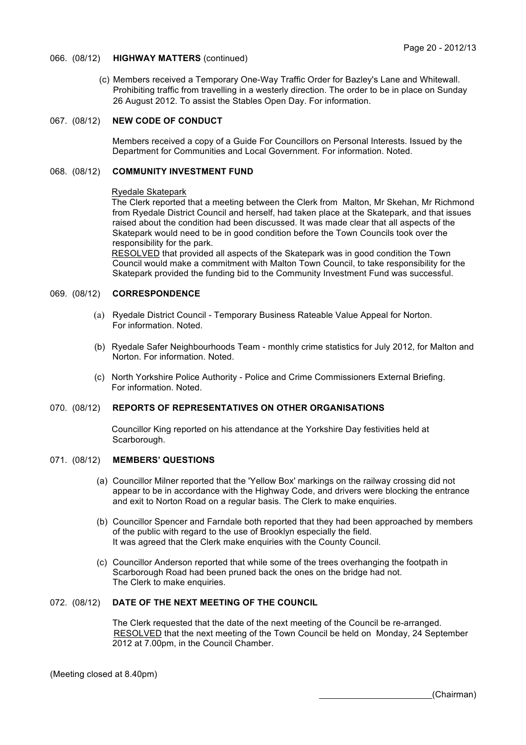066. (08/12) **HIGHWAY MATTERS** (continued)

(c) Members received a Temporary One-Way Traffic Order for Bazley's Lane and Whitewall. Prohibiting traffic from travelling in a westerly direction. The order to be in place on Sunday 26 August 2012. To assist the Stables Open Day. For information.

067. (08/12) **NEW CODE OF CONDUCT**

Members received a copy of a Guide For Councillors on Personal Interests. Issued by the Department for Communities and Local Government. For information. Noted.

068. (08/12) **COMMUNITY INVESTMENT FUND**

Ryedale Skatepark

The Clerk reported that a meeting between the Clerk from Malton, Mr Skehan, Mr Richmond from Ryedale District Council and herself, had taken place at the Skatepark, and that issues raised about the condition had been discussed. It was made clear that all aspects of the Skatepark would need to be in good condition before the Town Councils took over the responsibility for the park.

RESOLVED that provided all aspects of the Skatepark was in good condition the Town Council would make a commitment with Malton Town Council, to take responsibility for the Skatepark provided the funding bid to the Community Investment Fund was successful.

069. (08/12) **CORRESPONDENCE**

(a) Ryedale District Council - Temporary Business Rateable Value Appeal for Norton. For information. Noted.

(b) Ryedale Safer Neighbourhoods Team - monthly crime statistics for July 2012, for Malton and Norton. For information. Noted.

(c) North Yorkshire Police Authority - Police and Crime Commissioners External Briefing. For information. Noted.

070. (08/12) **REPORTS OF REPRESENTATIVES ON OTHER ORGANISATIONS**

Councillor King reported on his attendance at the Yorkshire Day festivities held at Scarborough.

071. (08/12) **MEMBERS' QUESTIONS**

(a) Councillor Milner reported that the 'Yellow Box' markings on the railway crossing did not appear to be in accordance with the Highway Code, and drivers were blocking the entrance and exit to Norton Road on a regular basis. The Clerk to make enquiries.

(b) Councillor Spencer and Farndale both reported that they had been approached by members of the public with regard to the use of Brooklyn especially the field.
It was agreed that the Clerk make enquiries with the County Council.

(c) Councillor Anderson reported that while some of the trees overhanging the footpath in Scarborough Road had been pruned back the ones on the bridge had not.
The Clerk to make enquiries.

072. (08/12) **DATE OF THE NEXT MEETING OF THE COUNCIL**

The Clerk requested that the date of the next meeting of the Council be re-arranged.
RESOLVED that the next meeting of the Town Council be held on Monday, 24 September 2012 at 7.00pm, in the Council Chamber.

(Meeting closed at 8.40pm)

\_\_\_\_\_\_\_\_\_\_\_\_\_\_\_\_\_\_\_\_\_\_\_(Chairman)